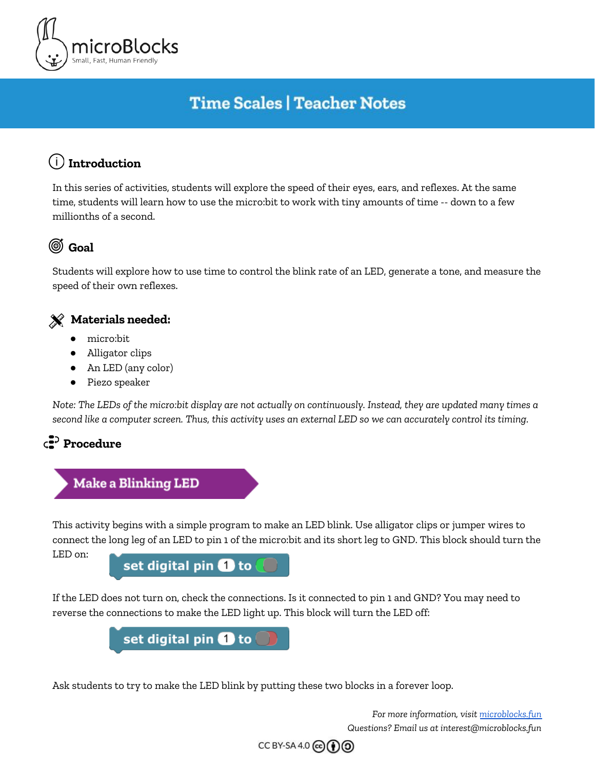microBlocks
Small, Fast, Human Friendly

# Time Scales | Teacher Notes

## Introduction

In this series of activities, students will explore the speed of their eyes, ears, and reflexes. At the same time, students will learn how to use the micro:bit to work with tiny amounts of time -- down to a few millionths of a second.

## Goal

Students will explore how to use time to control the blink rate of an LED, generate a tone, and measure the speed of their own reflexes.

## Materials needed:

- micro:bit
- Alligator clips
- An LED (any color)
- Piezo speaker

*Note: The LEDs of the micro:bit display are not actually on continuously. Instead, they are updated many times a second like a computer screen. Thus, this activity uses an external LED so we can accurately control its timing.*

## Procedure

### Make a Blinking LED

This activity begins with a simple program to make an LED blink. Use alligator clips or jumper wires to connect the long leg of an LED to pin 1 of the micro:bit and its short leg to GND. This block should turn the LED on:

```
set digital pin 1 to (on)
```

If the LED does not turn on, check the connections. Is it connected to pin 1 and GND? You may need to reverse the connections to make the LED light up. This block will turn the LED off:

```
set digital pin 1 to (off)
```

Ask students to try to make the LED blink by putting these two blocks in a forever loop.

*For more information, visit [microblocks.fun](microblocks.fun)*
*Questions? Email us at interest@microblocks.fun*

CC BY-SA 4.0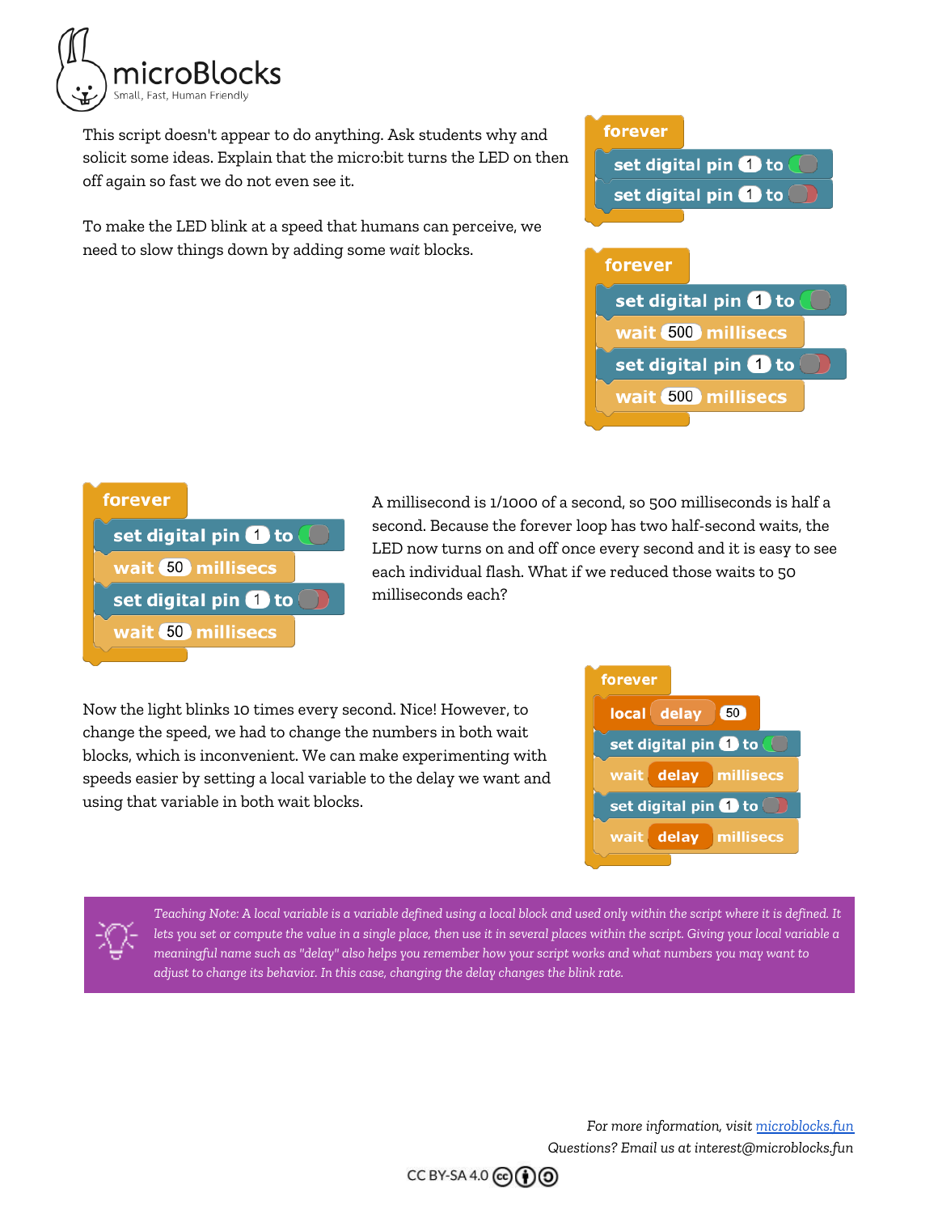This script doesn't appear to do anything. Ask students why and solicit some ideas. Explain that the micro:bit turns the LED on then off again so fast we do not even see it.

```
forever
  set digital pin 1 to (on)
  set digital pin 1 to (off)
```

To make the LED blink at a speed that humans can perceive, we need to slow things down by adding some *wait* blocks.

```
forever
  set digital pin 1 to (on)
  wait 500 millisecs
  set digital pin 1 to (off)
  wait 500 millisecs
```

```
forever
  set digital pin 1 to (on)
  wait 50 millisecs
  set digital pin 1 to (off)
  wait 50 millisecs
```

A millisecond is 1/1000 of a second, so 500 milliseconds is half a second. Because the forever loop has two half-second waits, the LED now turns on and off once every second and it is easy to see each individual flash. What if we reduced those waits to 50 milliseconds each?

Now the light blinks 10 times every second. Nice! However, to change the speed, we had to change the numbers in both wait blocks, which is inconvenient. We can make experimenting with speeds easier by setting a local variable to the delay we want and using that variable in both wait blocks.

```
forever
  local delay 50
  set digital pin 1 to (on)
  wait delay millisecs
  set digital pin 1 to (off)
  wait delay millisecs
```

*Teaching Note: A local variable is a variable defined using a local block and used only within the script where it is defined. It lets you set or compute the value in a single place, then use it in several places within the script. Giving your local variable a meaningful name such as "delay" also helps you remember how your script works and what numbers you may want to adjust to change its behavior. In this case, changing the delay changes the blink rate.*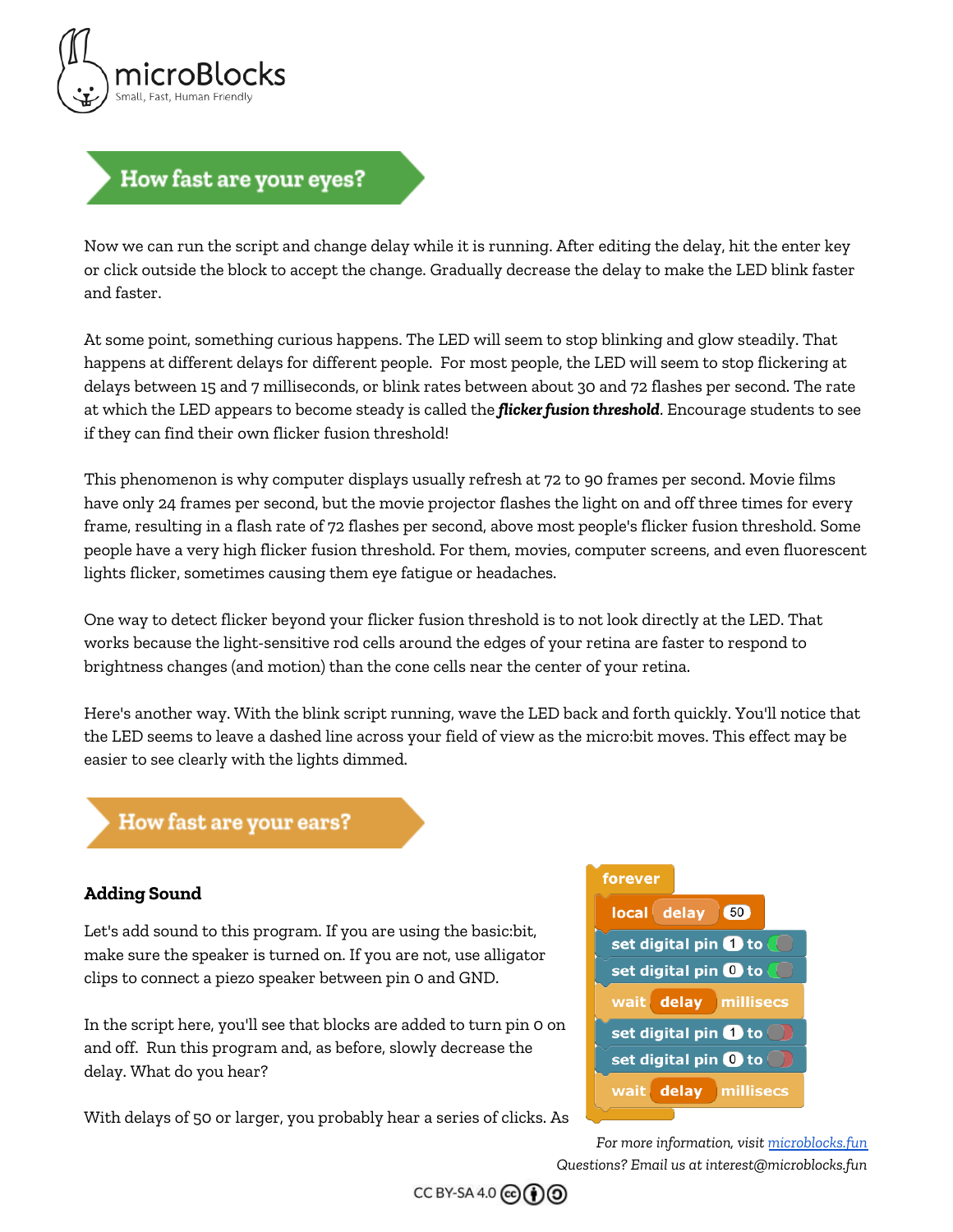## How fast are your eyes?

Now we can run the script and change delay while it is running. After editing the delay, hit the enter key or click outside the block to accept the change. Gradually decrease the delay to make the LED blink faster and faster.

At some point, something curious happens. The LED will seem to stop blinking and glow steadily. That happens at different delays for different people. For most people, the LED will seem to stop flickering at delays between 15 and 7 milliseconds, or blink rates between about 30 and 72 flashes per second. The rate at which the LED appears to become steady is called the ***flicker fusion threshold***. Encourage students to see if they can find their own flicker fusion threshold!

This phenomenon is why computer displays usually refresh at 72 to 90 frames per second. Movie films have only 24 frames per second, but the movie projector flashes the light on and off three times for every frame, resulting in a flash rate of 72 flashes per second, above most people's flicker fusion threshold. Some people have a very high flicker fusion threshold. For them, movies, computer screens, and even fluorescent lights flicker, sometimes causing them eye fatigue or headaches.

One way to detect flicker beyond your flicker fusion threshold is to not look directly at the LED. That works because the light-sensitive rod cells around the edges of your retina are faster to respond to brightness changes (and motion) than the cone cells near the center of your retina.

Here's another way. With the blink script running, wave the LED back and forth quickly. You'll notice that the LED seems to leave a dashed line across your field of view as the micro:bit moves. This effect may be easier to see clearly with the lights dimmed.

## How fast are your ears?

### Adding Sound

Let's add sound to this program. If you are using the basic:bit, make sure the speaker is turned on. If you are not, use alligator clips to connect a piezo speaker between pin 0 and GND.

In the script here, you'll see that blocks are added to turn pin 0 on and off. Run this program and, as before, slowly decrease the delay. What do you hear?

```
forever
  local delay 50
  set digital pin 1 to (on)
  set digital pin 0 to (on)
  wait delay millisecs
  set digital pin 1 to (off)
  set digital pin 0 to (off)
  wait delay millisecs
```

With delays of 50 or larger, you probably hear a series of clicks. As

*For more information, visit [microblocks.fun](https://microblocks.fun)*
*Questions? Email us at interest@microblocks.fun*

CC BY-SA 4.0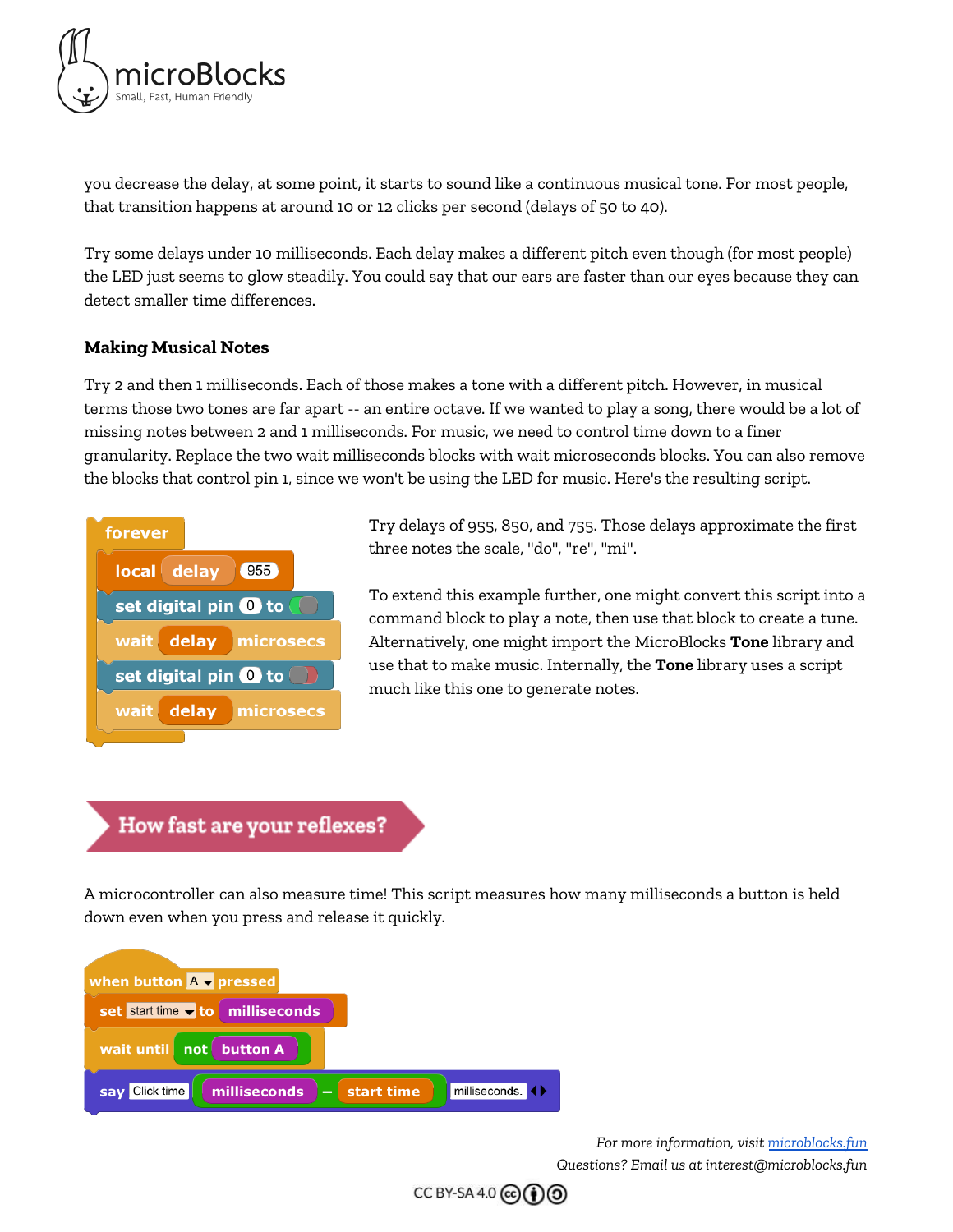you decrease the delay, at some point, it starts to sound like a continuous musical tone. For most people, that transition happens at around 10 or 12 clicks per second (delays of 50 to 40).

Try some delays under 10 milliseconds. Each delay makes a different pitch even though (for most people) the LED just seems to glow steadily. You could say that our ears are faster than our eyes because they can detect smaller time differences.

### Making Musical Notes

Try 2 and then 1 milliseconds. Each of those makes a tone with a different pitch. However, in musical terms those two tones are far apart -- an entire octave. If we wanted to play a song, there would be a lot of missing notes between 2 and 1 milliseconds. For music, we need to control time down to a finer granularity. Replace the two wait milliseconds blocks with wait microseconds blocks. You can also remove the blocks that control pin 1, since we won't be using the LED for music. Here's the resulting script.

```
forever
  local delay 955
  set digital pin 0 to (on)
  wait delay microsecs
  set digital pin 0 to (off)
  wait delay microsecs
```

Try delays of 955, 850, and 755. Those delays approximate the first three notes the scale, "do", "re", "mi".

To extend this example further, one might convert this script into a command block to play a note, then use that block to create a tune. Alternatively, one might import the MicroBlocks **Tone** library and use that to make music. Internally, the **Tone** library uses a script much like this one to generate notes.

## How fast are your reflexes?

A microcontroller can also measure time! This script measures how many milliseconds a button is held down even when you press and release it quickly.

```
when button A pressed
  set start time to milliseconds
  wait until not button A
  say Click time (milliseconds − start time) milliseconds.
```

*For more information, visit [microblocks.fun](microblocks.fun)*
*Questions? Email us at interest@microblocks.fun*

CC BY-SA 4.0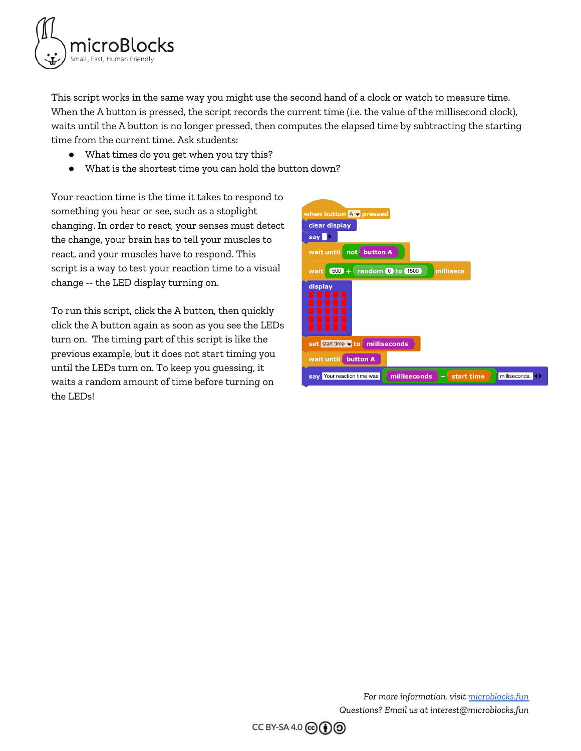This script works in the same way you might use the second hand of a clock or watch to measure time. When the A button is pressed, the script records the current time (i.e. the value of the millisecond clock), waits until the A button is no longer pressed, then computes the elapsed time by subtracting the starting time from the current time. Ask students:

- What times do you get when you try this?
- What is the shortest time you can hold the button down?

Your reaction time is the time it takes to respond to something you hear or see, such as a stoplight changing. In order to react, your senses must detect the change, your brain has to tell your muscles to react, and your muscles have to respond. This script is a way to test your reaction time to a visual change -- the LED display turning on.

To run this script, click the A button, then quickly click the A button again as soon as you see the LEDs turn on. The timing part of this script is like the previous example, but it does not start timing you until the LEDs turn on. To keep you guessing, it waits a random amount of time before turning on the LEDs!

```
when button A pressed
clear display
say
wait until not button A
wait (500 + random 0 to 1500) millisecs
display
set start time to milliseconds
wait until button A
say Your reaction time was (milliseconds − start time) milliseconds.
```

*For more information, visit [microblocks.fun](https://microblocks.fun)*
*Questions? Email us at interest@microblocks.fun*

CC BY-SA 4.0